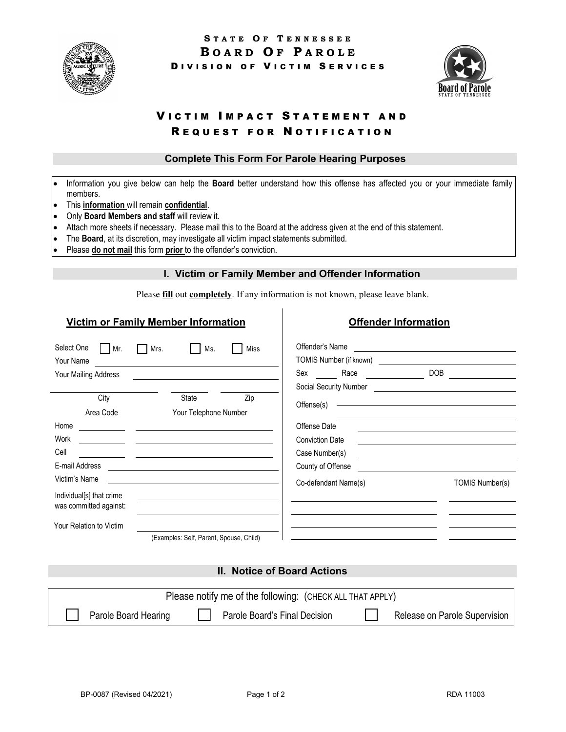# STATE OF TENNESSEE
# BOARD OF PAROLE
## DIVISION OF VICTIM SERVICES

# VICTIM IMPACT STATEMENT AND REQUEST FOR NOTIFICATION

### Complete This Form For Parole Hearing Purposes

- Information you give below can help the **Board** better understand how this offense has affected you or your immediate family members.
- This **information** will remain **confidential**.
- Only **Board Members and staff** will review it.
- Attach more sheets if necessary. Please mail this to the Board at the address given at the end of this statement.
- The **Board**, at its discretion, may investigate all victim impact statements submitted.
- Please **do not mail** this form **prior** to the offender's conviction.

## I. Victim or Family Member and Offender Information

Please **fill** out **completely**. If any information is not known, please leave blank.

### Victim or Family Member Information

Select One ☐ Mr. ☐ Mrs. ☐ Ms. ☐ Miss

Your Name ______________________

Your Mailing Address ______________________

______________ City ______ State ______ Zip

| | Area Code | Your Telephone Number |
|---|---|---|
| Home | | |
| Work | | |
| Cell | | |

E-mail Address ______________________

Victim's Name ______________________

Individual[s] that crime was committed against: ______________________

Your Relation to Victim ______________________
(Examples: Self, Parent, Spouse, Child)

### Offender Information

Offender's Name ______________________

TOMIS Number (if known) ______________________

Sex ______ Race ______ DOB ______

Social Security Number ______________________

Offense(s) ______________________

Offense Date ______________________

Conviction Date ______________________

Case Number(s) ______________________

County of Offense ______________________

| Co-defendant Name(s) | TOMIS Number(s) |
|---|---|
| | |
| | |
| | |
| | |

## II. Notice of Board Actions

Please notify me of the following: (CHECK ALL THAT APPLY)

☐ Parole Board Hearing ☐ Parole Board's Final Decision ☐ Release on Parole Supervision

BP-0087 (Revised 04/2021) RDA 11003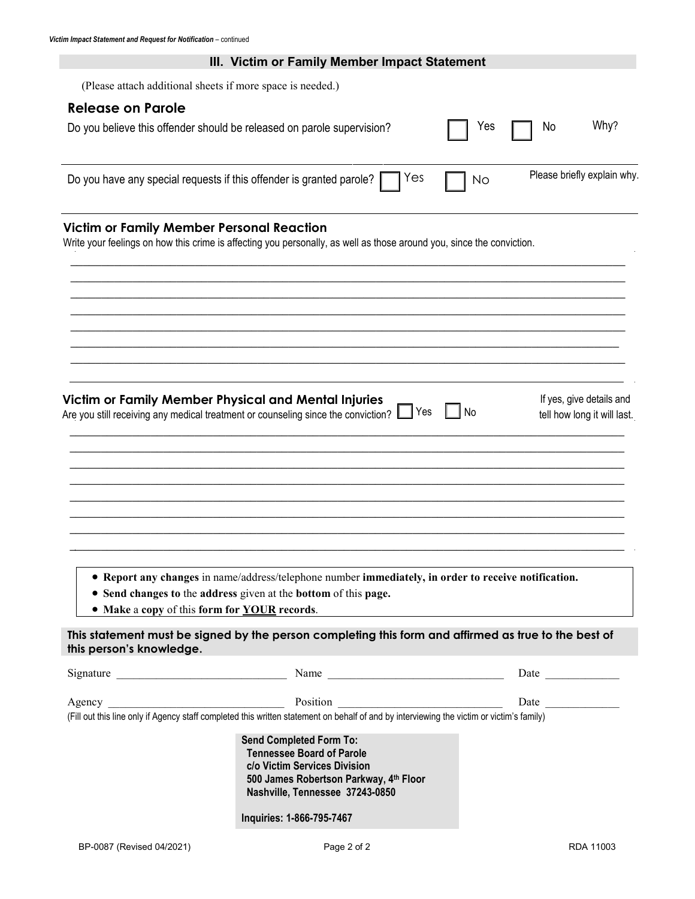*Victim Impact Statement and Request for Notification – continued*

## III. Victim or Family Member Impact Statement

(Please attach additional sheets if more space is needed.)

### Release on Parole

Do you believe this offender should be released on parole supervision? ☐ Yes ☐ No Why?

Do you have any special requests if this offender is granted parole? ☐ Yes ☐ No Please briefly explain why.

### Victim or Family Member Personal Reaction

Write your feelings on how this crime is affecting you personally, as well as those around you, since the conviction.

________________________________________________________________________________________________

________________________________________________________________________________________________

________________________________________________________________________________________________

________________________________________________________________________________________________

________________________________________________________________________________________________

________________________________________________________________________________________________

________________________________________________________________________________________________

________________________________________________________________________________________________

### Victim or Family Member Physical and Mental Injuries

Are you still receiving any medical treatment or counseling since the conviction? ☐ Yes ☐ No If yes, give details and tell how long it will last.

________________________________________________________________________________________________

________________________________________________________________________________________________

________________________________________________________________________________________________

________________________________________________________________________________________________

________________________________________________________________________________________________

________________________________________________________________________________________________

________________________________________________________________________________________________

________________________________________________________________________________________________

- **Report any changes** in name/address/telephone number **immediately, in order to receive notification.**
- **Send changes to** the **address** given at the **bottom** of this **page.**
- **Make** a **copy** of this **form for YOUR records**.

**This statement must be signed by the person completing this form and affirmed as true to the best of this person's knowledge.**

Signature ______________________________ Name ______________________________ Date _____________

Agency ______________________________ Position ______________________________ Date _____________

(Fill out this line only if Agency staff completed this written statement on behalf of and by interviewing the victim or victim's family)

**Send Completed Form To:**
**Tennessee Board of Parole**
**c/o Victim Services Division**
**500 James Robertson Parkway, 4th Floor**
**Nashville, Tennessee 37243-0850**

**Inquiries: 1-866-795-7467**

BP-0087 (Revised 04/2021) RDA 11003